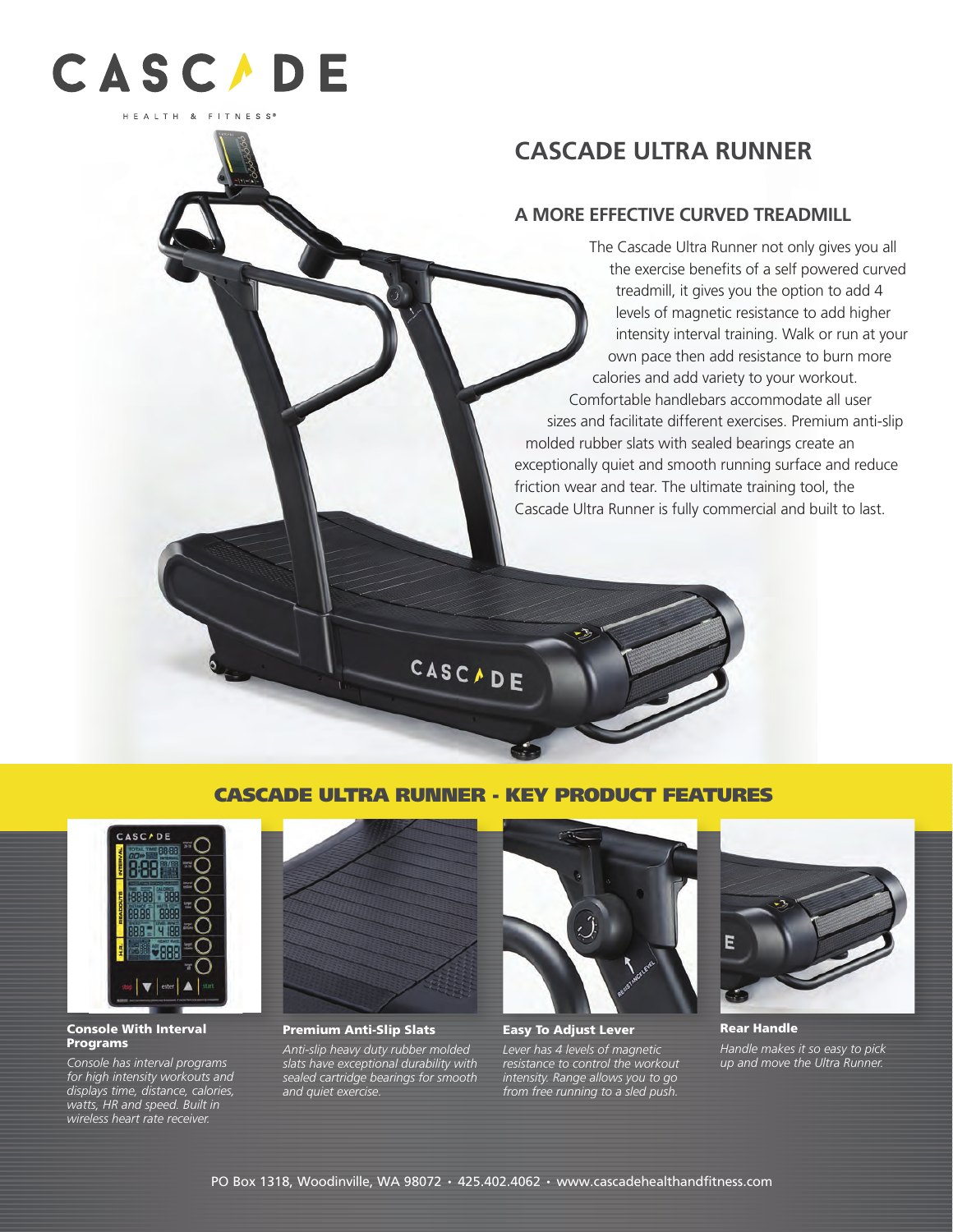# CASCADE ULTRA RUNNER

## A MORE EFFECTIVE CURVED TREADMILL

The Cascade Ultra Runner not only gives you all the exercise benefits of a self powered curved treadmill, it gives you the option to add 4 levels of magnetic resistance to add higher intensity interval training. Walk or run at your own pace then add resistance to burn more calories and add variety to your workout. Comfortable handlebars accommodate all user sizes and facilitate different exercises. Premium anti-slip molded rubber slats with sealed bearings create an exceptionally quiet and smooth running surface and reduce friction wear and tear. The ultimate training tool, the Cascade Ultra Runner is fully commercial and built to last.

## CASCADE ULTRA RUNNER - KEY PRODUCT FEATURES

**Console With Interval Programs**

*Console has interval programs for high intensity workouts and displays time, distance, calories, watts, HR and speed. Built in wireless heart rate receiver.*

**Premium Anti-Slip Slats**

*Anti-slip heavy duty rubber molded slats have exceptional durability with sealed cartridge bearings for smooth and quiet exercise.*

**Easy To Adjust Lever**

*Lever has 4 levels of magnetic resistance to control the workout intensity. Range allows you to go from free running to a sled push.*

**Rear Handle**

*Handle makes it so easy to pick up and move the Ultra Runner.*

PO Box 1318, Woodinville, WA 98072 • 425.402.4062 • www.cascadehealthandfitness.com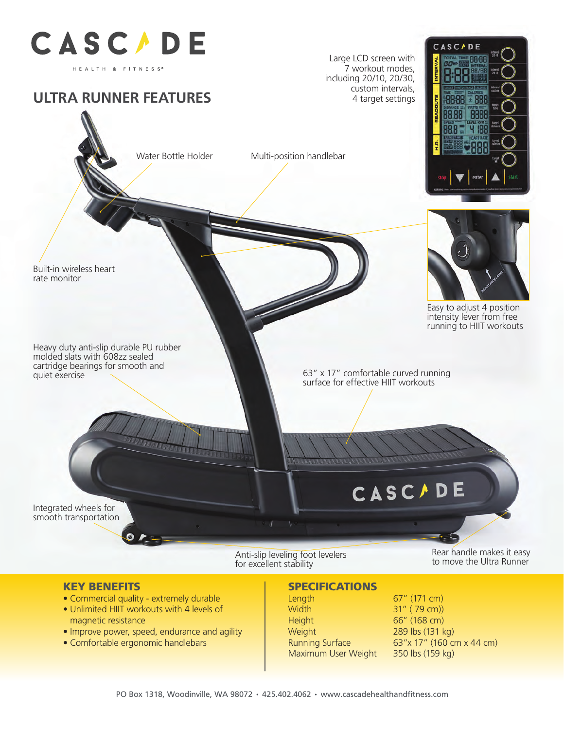CASCADE

HEALTH & FITNESS®

## ULTRA RUNNER FEATURES

Large LCD screen with 7 workout modes, including 20/10, 20/30, custom intervals, 4 target settings

Water Bottle Holder

Multi-position handlebar

Built-in wireless heart rate monitor

Easy to adjust 4 position intensity lever from free running to HIIT workouts

Heavy duty anti-slip durable PU rubber molded slats with 608zz sealed cartridge bearings for smooth and quiet exercise

63" x 17" comfortable curved running surface for effective HIIT workouts

Integrated wheels for smooth transportation

Anti-slip leveling foot levelers for excellent stability

Rear handle makes it easy to move the Ultra Runner

### KEY BENEFITS

- Commercial quality - extremely durable
- Unlimited HIIT workouts with 4 levels of magnetic resistance
- Improve power, speed, endurance and agility
- Comfortable ergonomic handlebars

### SPECIFICATIONS

| | |
|---|---|
| Length | 67" (171 cm) |
| Width | 31" ( 79 cm)) |
| Height | 66" (168 cm) |
| Weight | 289 lbs (131 kg) |
| Running Surface | 63"x 17" (160 cm x 44 cm) |
| Maximum User Weight | 350 lbs (159 kg) |

PO Box 1318, Woodinville, WA 98072 • 425.402.4062 • www.cascadehealthandfitness.com